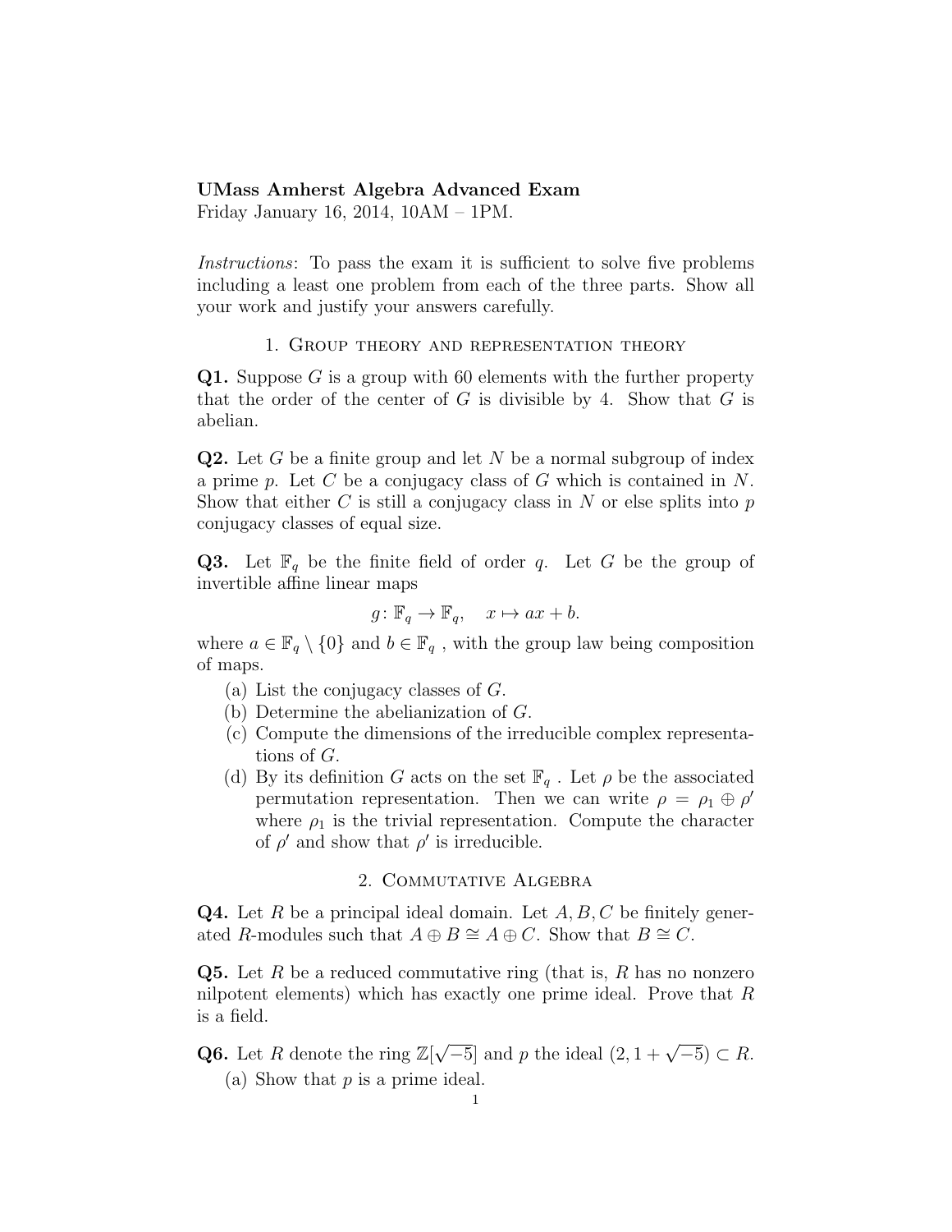**UMass Amherst Algebra Advanced Exam**
Friday January 16, 2014, 10AM – 1PM.

*Instructions*: To pass the exam it is sufficient to solve five problems including a least one problem from each of the three parts. Show all your work and justify your answers carefully.

## 1. Group theory and representation theory

**Q1.** Suppose $G$ is a group with 60 elements with the further property that the order of the center of $G$ is divisible by 4. Show that $G$ is abelian.

**Q2.** Let $G$ be a finite group and let $N$ be a normal subgroup of index a prime $p$. Let $C$ be a conjugacy class of $G$ which is contained in $N$. Show that either $C$ is still a conjugacy class in $N$ or else splits into $p$ conjugacy classes of equal size.

**Q3.** Let $\mathbb{F}_q$ be the finite field of order $q$. Let $G$ be the group of invertible affine linear maps

$$g\colon \mathbb{F}_q \to \mathbb{F}_q, \quad x \mapsto ax + b.$$

where $a \in \mathbb{F}_q \setminus \{0\}$ and $b \in \mathbb{F}_q$ , with the group law being composition of maps.

(a) List the conjugacy classes of $G$.
(b) Determine the abelianization of $G$.
(c) Compute the dimensions of the irreducible complex representations of $G$.
(d) By its definition $G$ acts on the set $\mathbb{F}_q$ . Let $\rho$ be the associated permutation representation. Then we can write $\rho = \rho_1 \oplus \rho'$ where $\rho_1$ is the trivial representation. Compute the character of $\rho'$ and show that $\rho'$ is irreducible.

## 2. Commutative Algebra

**Q4.** Let $R$ be a principal ideal domain. Let $A, B, C$ be finitely generated $R$-modules such that $A \oplus B \cong A \oplus C$. Show that $B \cong C$.

**Q5.** Let $R$ be a reduced commutative ring (that is, $R$ has no nonzero nilpotent elements) which has exactly one prime ideal. Prove that $R$ is a field.

**Q6.** Let $R$ denote the ring $\mathbb{Z}[\sqrt{-5}]$ and $p$ the ideal $(2, 1 + \sqrt{-5}) \subset R$.

(a) Show that $p$ is a prime ideal.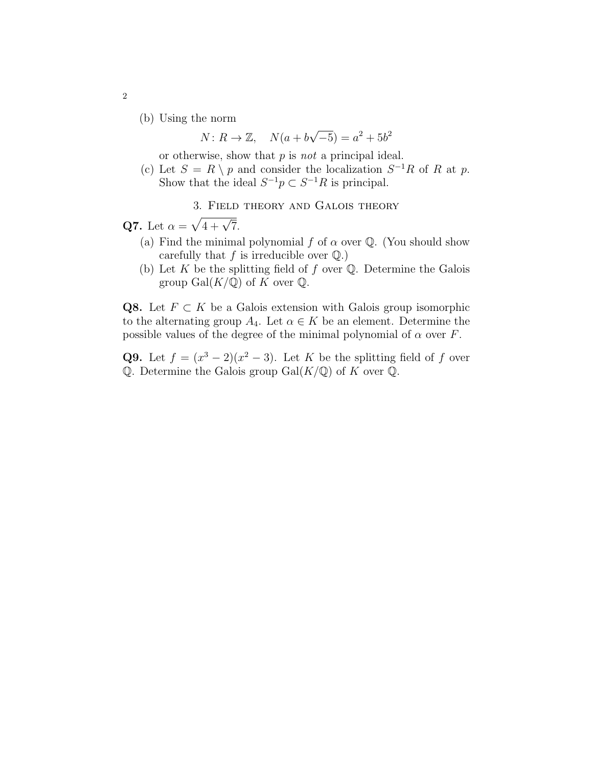(b) Using the norm

$$N: R \to \mathbb{Z}, \quad N(a + b\sqrt{-5}) = a^2 + 5b^2$$

or otherwise, show that $p$ is *not* a principal ideal.

(c) Let $S = R \setminus p$ and consider the localization $S^{-1}R$ of $R$ at $p$. Show that the ideal $S^{-1}p \subset S^{-1}R$ is principal.

## 3. Field theory and Galois theory

**Q7.** Let $\alpha = \sqrt{4 + \sqrt{7}}$.

(a) Find the minimal polynomial $f$ of $\alpha$ over $\mathbb{Q}$. (You should show carefully that $f$ is irreducible over $\mathbb{Q}$.)

(b) Let $K$ be the splitting field of $f$ over $\mathbb{Q}$. Determine the Galois group $\mathrm{Gal}(K/\mathbb{Q})$ of $K$ over $\mathbb{Q}$.

**Q8.** Let $F \subset K$ be a Galois extension with Galois group isomorphic to the alternating group $A_4$. Let $\alpha \in K$ be an element. Determine the possible values of the degree of the minimal polynomial of $\alpha$ over $F$.

**Q9.** Let $f = (x^3 - 2)(x^2 - 3)$. Let $K$ be the splitting field of $f$ over $\mathbb{Q}$. Determine the Galois group $\mathrm{Gal}(K/\mathbb{Q})$ of $K$ over $\mathbb{Q}$.